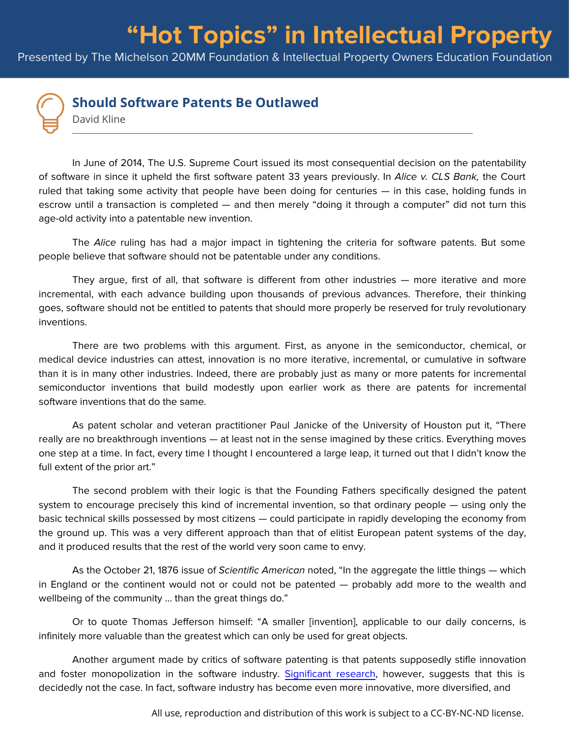# "Hot Topics" in Intellectual Property

Presented by The Michelson 20MM Foundation & Intellectual Property Owners Education Foundation

## Should Software Patents Be Outlawed

David Kline

In June of 2014, The U.S. Supreme Court issued its most consequential decision on the patentability of software in since it upheld the first software patent 33 years previously. In *Alice v. CLS Bank,* the Court ruled that taking some activity that people have been doing for centuries — in this case, holding funds in escrow until a transaction is completed — and then merely "doing it through a computer" did not turn this age-old activity into a patentable new invention.

The *Alice* ruling has had a major impact in tightening the criteria for software patents. But some people believe that software should not be patentable under any conditions.

They argue, first of all, that software is different from other industries — more iterative and more incremental, with each advance building upon thousands of previous advances. Therefore, their thinking goes, software should not be entitled to patents that should more properly be reserved for truly revolutionary inventions.

There are two problems with this argument. First, as anyone in the semiconductor, chemical, or medical device industries can attest, innovation is no more iterative, incremental, or cumulative in software than it is in many other industries. Indeed, there are probably just as many or more patents for incremental semiconductor inventions that build modestly upon earlier work as there are patents for incremental software inventions that do the same.

As patent scholar and veteran practitioner Paul Janicke of the University of Houston put it, "There really are no breakthrough inventions — at least not in the sense imagined by these critics. Everything moves one step at a time. In fact, every time I thought I encountered a large leap, it turned out that I didn't know the full extent of the prior art."

The second problem with their logic is that the Founding Fathers specifically designed the patent system to encourage precisely this kind of incremental invention, so that ordinary people — using only the basic technical skills possessed by most citizens — could participate in rapidly developing the economy from the ground up. This was a very different approach than that of elitist European patent systems of the day, and it produced results that the rest of the world very soon came to envy.

As the October 21, 1876 issue of *Scientific American* noted, "In the aggregate the little things — which in England or the continent would not or could not be patented — probably add more to the wealth and wellbeing of the community … than the great things do."

Or to quote Thomas Jefferson himself: "A smaller [invention], applicable to our daily concerns, is infinitely more valuable than the greatest which can only be used for great objects.

Another argument made by critics of software patenting is that patents supposedly stifle innovation and foster monopolization in the software industry. Significant research, however, suggests that this is decidedly not the case. In fact, software industry has become even more innovative, more diversified, and

All use, reproduction and distribution of this work is subject to a CC-BY-NC-ND license.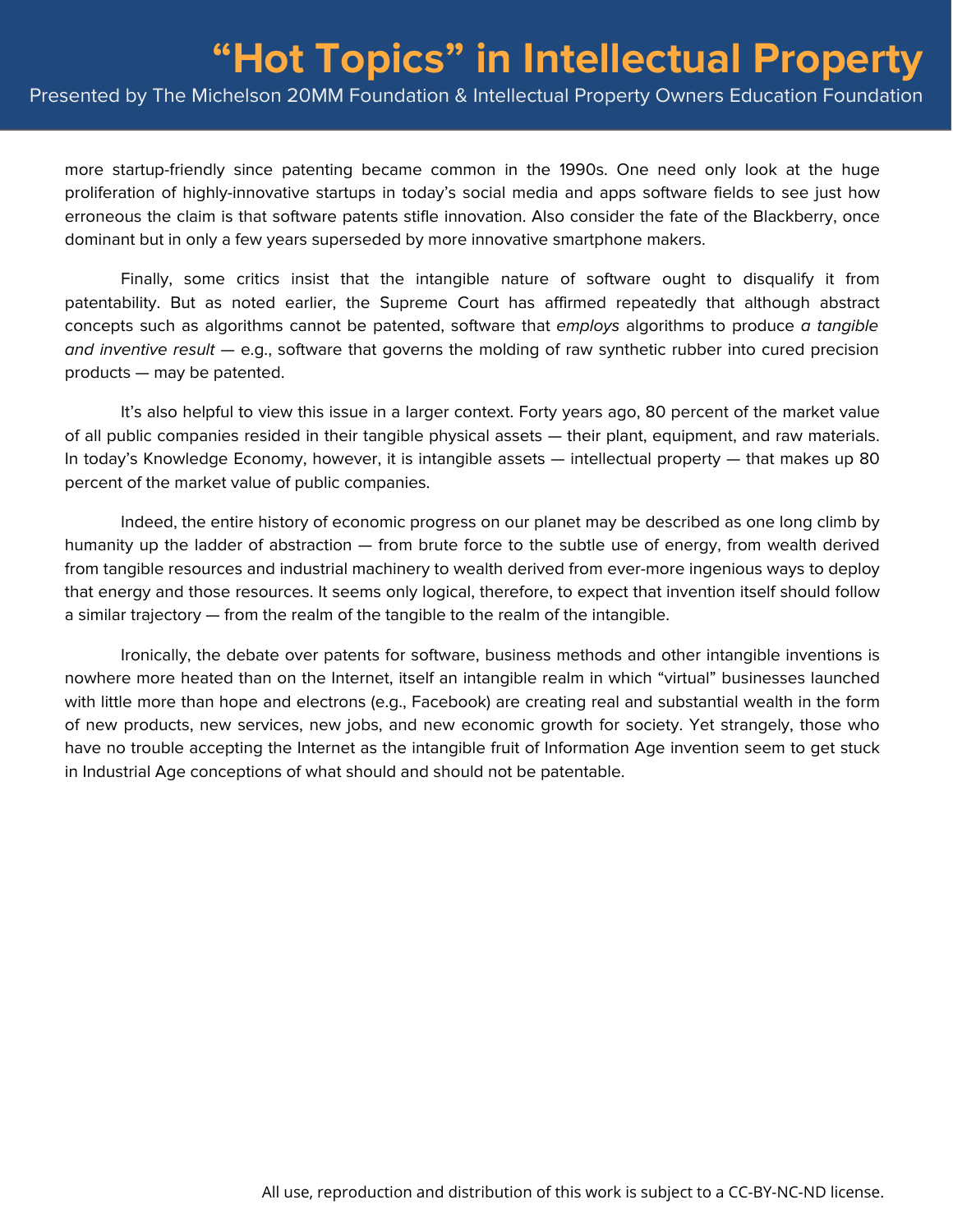more startup-friendly since patenting became common in the 1990s. One need only look at the huge proliferation of highly-innovative startups in today's social media and apps software fields to see just how erroneous the claim is that software patents stifle innovation. Also consider the fate of the Blackberry, once dominant but in only a few years superseded by more innovative smartphone makers.

Finally, some critics insist that the intangible nature of software ought to disqualify it from patentability. But as noted earlier, the Supreme Court has affirmed repeatedly that although abstract concepts such as algorithms cannot be patented, software that *employs* algorithms to produce *a tangible and inventive result* — e.g., software that governs the molding of raw synthetic rubber into cured precision products — may be patented.

It's also helpful to view this issue in a larger context. Forty years ago, 80 percent of the market value of all public companies resided in their tangible physical assets — their plant, equipment, and raw materials. In today's Knowledge Economy, however, it is intangible assets — intellectual property — that makes up 80 percent of the market value of public companies.

Indeed, the entire history of economic progress on our planet may be described as one long climb by humanity up the ladder of abstraction — from brute force to the subtle use of energy, from wealth derived from tangible resources and industrial machinery to wealth derived from ever-more ingenious ways to deploy that energy and those resources. It seems only logical, therefore, to expect that invention itself should follow a similar trajectory — from the realm of the tangible to the realm of the intangible.

Ironically, the debate over patents for software, business methods and other intangible inventions is nowhere more heated than on the Internet, itself an intangible realm in which "virtual" businesses launched with little more than hope and electrons (e.g., Facebook) are creating real and substantial wealth in the form of new products, new services, new jobs, and new economic growth for society. Yet strangely, those who have no trouble accepting the Internet as the intangible fruit of Information Age invention seem to get stuck in Industrial Age conceptions of what should and should not be patentable.